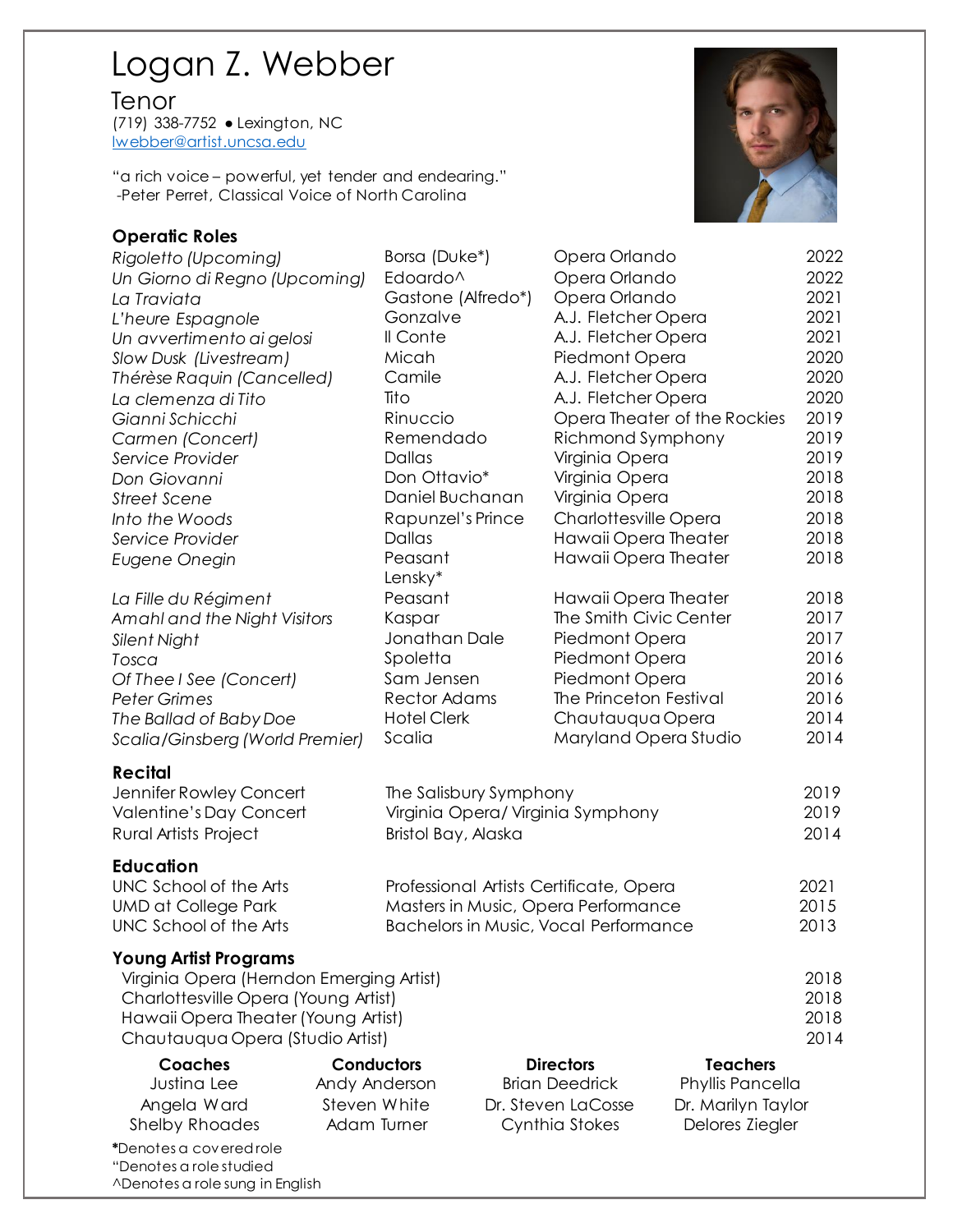# Logan Z. Webber

## Tenor

(719) 338-7752 ● Lexington, NC
lwebber@artist.uncsa.edu

"a rich voice – powerful, yet tender and endearing."
-Peter Perret, Classical Voice of North Carolina

### Operatic Roles

| | | | |
|---|---|---|---|
| *Rigoletto (Upcoming)* | Borsa (Duke*) | Opera Orlando | 2022 |
| *Un Giorno di Regno (Upcoming)* | Edoardo^ | Opera Orlando | 2022 |
| *La Traviata* | Gastone (Alfredo*) | Opera Orlando | 2021 |
| *L'heure Espagnole* | Gonzalve | A.J. Fletcher Opera | 2021 |
| *Un avvertimento ai gelosi* | Il Conte | A.J. Fletcher Opera | 2021 |
| *Slow Dusk (Livestream)* | Micah | Piedmont Opera | 2020 |
| *Thérèse Raquin (Cancelled)* | Camile | A.J. Fletcher Opera | 2020 |
| *La clemenza di Tito* | Tito | A.J. Fletcher Opera | 2020 |
| *Gianni Schicchi* | Rinuccio | Opera Theater of the Rockies | 2019 |
| *Carmen (Concert)* | Remendado | Richmond Symphony | 2019 |
| *Service Provider* | Dallas | Virginia Opera | 2019 |
| *Don Giovanni* | Don Ottavio* | Virginia Opera | 2018 |
| *Street Scene* | Daniel Buchanan | Virginia Opera | 2018 |
| *Into the Woods* | Rapunzel's Prince | Charlottesville Opera | 2018 |
| *Service Provider* | Dallas | Hawaii Opera Theater | 2018 |
| *Eugene Onegin* | Peasant<br>Lensky* | Hawaii Opera Theater | 2018 |
| *La Fille du Régiment* | Peasant | Hawaii Opera Theater | 2018 |
| *Amahl and the Night Visitors* | Kaspar | The Smith Civic Center | 2017 |
| *Silent Night* | Jonathan Dale | Piedmont Opera | 2017 |
| *Tosca* | Spoletta | Piedmont Opera | 2016 |
| *Of Thee I See (Concert)* | Sam Jensen | Piedmont Opera | 2016 |
| *Peter Grimes* | Rector Adams | The Princeton Festival | 2016 |
| *The Ballad of Baby Doe* | Hotel Clerk | Chautauqua Opera | 2014 |
| *Scalia/Ginsberg (World Premier)* | Scalia | Maryland Opera Studio | 2014 |

### Recital

| | | |
|---|---|---|
| Jennifer Rowley Concert | The Salisbury Symphony | 2019 |
| Valentine's Day Concert | Virgina Opera/ Virginia Symphony | 2019 |
| Rural Artists Project | Bristol Bay, Alaska | 2014 |

### Education

| | | |
|---|---|---|
| UNC School of the Arts | Professional Artists Certificate, Opera | 2021 |
| UMD at College Park | Masters in Music, Opera Performance | 2015 |
| UNC School of the Arts | Bachelors in Music, Vocal Performance | 2013 |

### Young Artist Programs

| | |
|---|---|
| Virginia Opera (Herndon Emerging Artist) | 2018 |
| Charlottesville Opera (Young Artist) | 2018 |
| Hawaii Opera Theater (Young Artist) | 2018 |
| Chautauqua Opera (Studio Artist) | 2014 |

| **Coaches** | **Conductors** | **Directors** | **Teachers** |
|---|---|---|---|
| Justina Lee | Andy Anderson | Brian Deedrick | Phyllis Pancella |
| Angela Ward | Steven White | Dr. Steven LaCosse | Dr. Marilyn Taylor |
| Shelby Rhoades | Adam Turner | Cynthia Stokes | Delores Ziegler |

*Denotes a covered role
"Denotes a role studied
^Denotes a role sung in English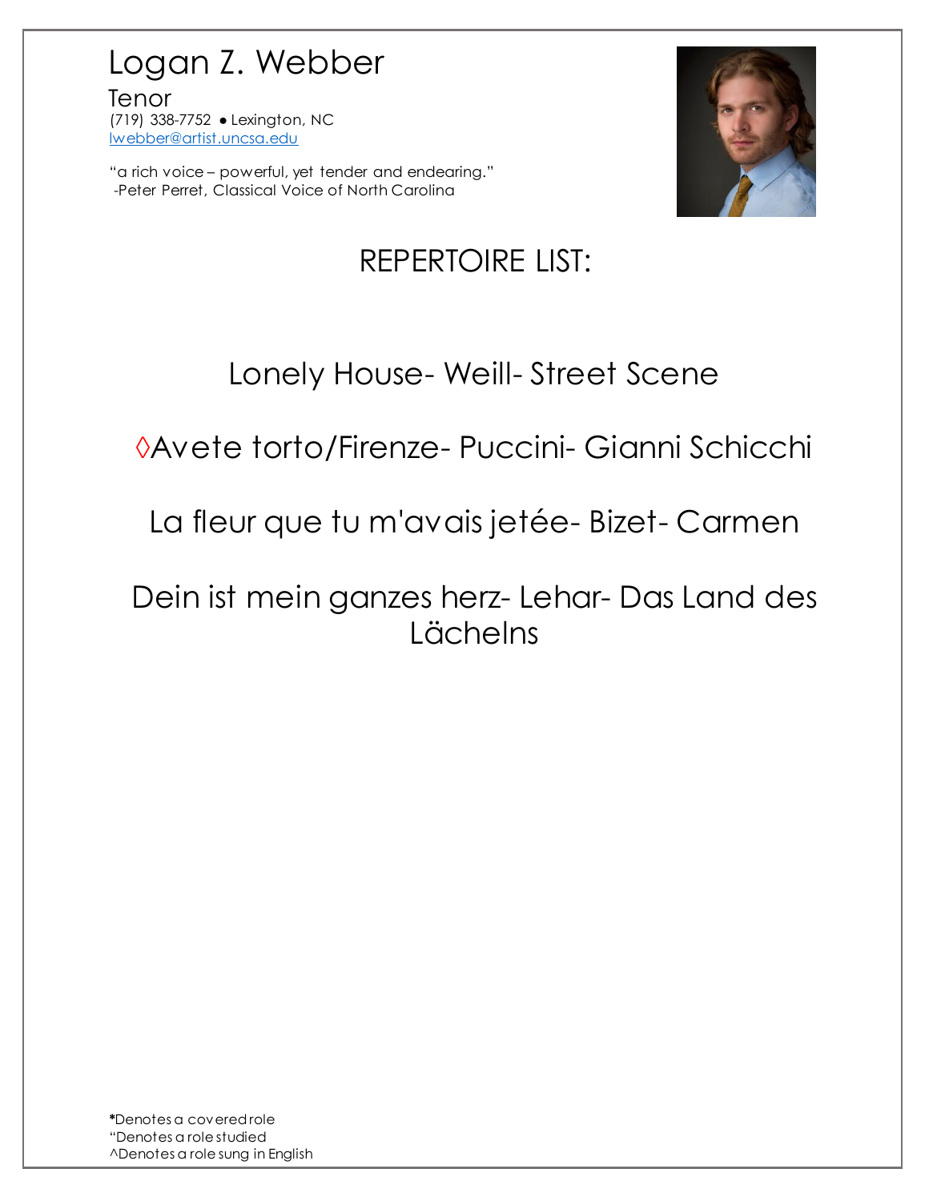# Logan Z. Webber

Tenor

(719) 338-7752 ● Lexington, NC

lwebber@artist.uncsa.edu

"a rich voice – powerful, yet tender and endearing."
-Peter Perret, Classical Voice of North Carolina

## REPERTOIRE LIST:

Lonely House- Weill- Street Scene

◊Avete torto/Firenze- Puccini- Gianni Schicchi

La fleur que tu m'avais jetée- Bizet- Carmen

Dein ist mein ganzes herz- Lehar- Das Land des Lächelns

**\***Denotes a covered role
"Denotes a role studied
^Denotes a role sung in English